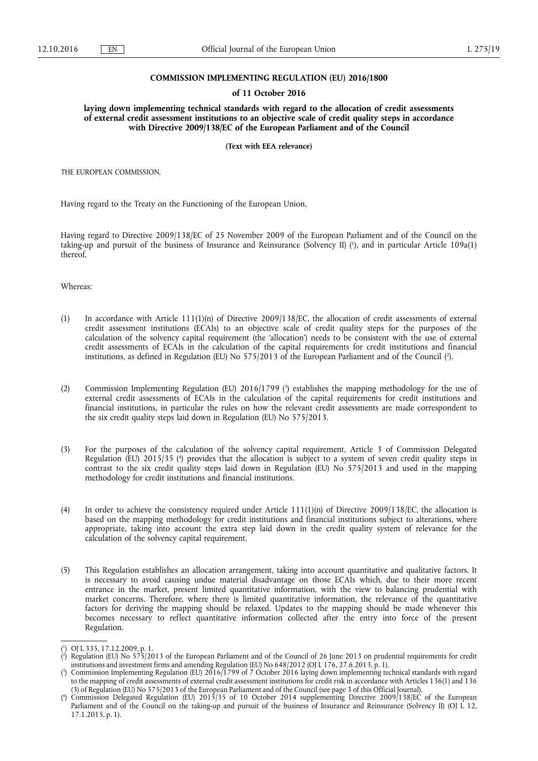**COMMISSION IMPLEMENTING REGULATION (EU) 2016/1800**

**of 11 October 2016**

**laying down implementing technical standards with regard to the allocation of credit assessments of external credit assessment institutions to an objective scale of credit quality steps in accordance with Directive 2009/138/EC of the European Parliament and of the Council**

**(Text with EEA relevance)**

THE EUROPEAN COMMISSION,

Having regard to the Treaty on the Functioning of the European Union,

Having regard to Directive 2009/138/EC of 25 November 2009 of the European Parliament and of the Council on the taking-up and pursuit of the business of Insurance and Reinsurance (Solvency II) [1], and in particular Article 109a(1) thereof,

Whereas:

(1) In accordance with Article 111(1)(n) of Directive 2009/138/EC, the allocation of credit assessments of external credit assessment institutions (ECAIs) to an objective scale of credit quality steps for the purposes of the calculation of the solvency capital requirement (the 'allocation') needs to be consistent with the use of external credit assessments of ECAIs in the calculation of the capital requirements for credit institutions and financial institutions, as defined in Regulation (EU) No 575/2013 of the European Parliament and of the Council [2].

(2) Commission Implementing Regulation (EU) 2016/1799 [3] establishes the mapping methodology for the use of external credit assessments of ECAIs in the calculation of the capital requirements for credit institutions and financial institutions, in particular the rules on how the relevant credit assessments are made correspondent to the six credit quality steps laid down in Regulation (EU) No 575/2013.

(3) For the purposes of the calculation of the solvency capital requirement, Article 3 of Commission Delegated Regulation (EU) 2015/35 [4] provides that the allocation is subject to a system of seven credit quality steps in contrast to the six credit quality steps laid down in Regulation (EU) No 575/2013 and used in the mapping methodology for credit institutions and financial institutions.

(4) In order to achieve the consistency required under Article 111(1)(n) of Directive 2009/138/EC, the allocation is based on the mapping methodology for credit institutions and financial institutions subject to alterations, where appropriate, taking into account the extra step laid down in the credit quality system of relevance for the calculation of the solvency capital requirement.

(5) This Regulation establishes an allocation arrangement, taking into account quantitative and qualitative factors. It is necessary to avoid causing undue material disadvantage on those ECAIs which, due to their more recent entrance in the market, present limited quantitative information, with the view to balancing prudential with market concerns. Therefore, where there is limited quantitative information, the relevance of the quantitative factors for deriving the mapping should be relaxed. Updates to the mapping should be made whenever this becomes necessary to reflect quantitative information collected after the entry into force of the present Regulation.

---

[1] OJ L 335, 17.12.2009, p. 1.

[2] Regulation (EU) No 575/2013 of the European Parliament and of the Council of 26 June 2013 on prudential requirements for credit institutions and investment firms and amending Regulation (EU) No 648/2012 (OJ L 176, 27.6.2013, p. 1).

[3] Commission Implementing Regulation (EU) 2016/1799 of 7 October 2016 laying down implementing technical standards with regard to the mapping of credit assessments of external credit assessment institutions for credit risk in accordance with Articles 136(1) and 136 (3) of Regulation (EU) No 575/2013 of the European Parliament and of the Council (see page 3 of this Official Journal).

[4] Commission Delegated Regulation (EU) 2015/35 of 10 October 2014 supplementing Directive 2009/138/EC of the European Parliament and of the Council on the taking-up and pursuit of the business of Insurance and Reinsurance (Solvency II) (OJ L 12, 17.1.2015, p. 1).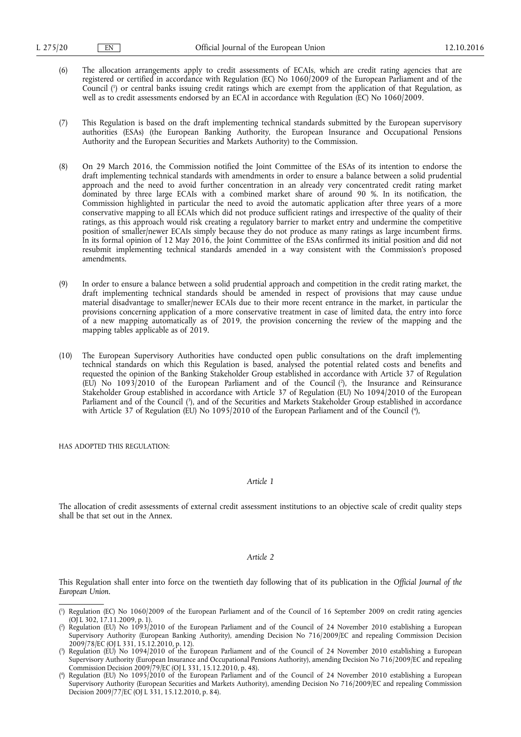(6) The allocation arrangements apply to credit assessments of ECAIs, which are credit rating agencies that are registered or certified in accordance with Regulation (EC) No 1060/2009 of the European Parliament and of the Council [1] or central banks issuing credit ratings which are exempt from the application of that Regulation, as well as to credit assessments endorsed by an ECAI in accordance with Regulation (EC) No 1060/2009.

(7) This Regulation is based on the draft implementing technical standards submitted by the European supervisory authorities (ESAs) (the European Banking Authority, the European Insurance and Occupational Pensions Authority and the European Securities and Markets Authority) to the Commission.

(8) On 29 March 2016, the Commission notified the Joint Committee of the ESAs of its intention to endorse the draft implementing technical standards with amendments in order to ensure a balance between a solid prudential approach and the need to avoid further concentration in an already very concentrated credit rating market dominated by three large ECAIs with a combined market share of around 90 %. In its notification, the Commission highlighted in particular the need to avoid the automatic application after three years of a more conservative mapping to all ECAIs which did not produce sufficient ratings and irrespective of the quality of their ratings, as this approach would risk creating a regulatory barrier to market entry and undermine the competitive position of smaller/newer ECAIs simply because they do not produce as many ratings as large incumbent firms. In its formal opinion of 12 May 2016, the Joint Committee of the ESAs confirmed its initial position and did not resubmit implementing technical standards amended in a way consistent with the Commission's proposed amendments.

(9) In order to ensure a balance between a solid prudential approach and competition in the credit rating market, the draft implementing technical standards should be amended in respect of provisions that may cause undue material disadvantage to smaller/newer ECAIs due to their more recent entrance in the market, in particular the provisions concerning application of a more conservative treatment in case of limited data, the entry into force of a new mapping automatically as of 2019, the provision concerning the review of the mapping and the mapping tables applicable as of 2019.

(10) The European Supervisory Authorities have conducted open public consultations on the draft implementing technical standards on which this Regulation is based, analysed the potential related costs and benefits and requested the opinion of the Banking Stakeholder Group established in accordance with Article 37 of Regulation (EU) No 1093/2010 of the European Parliament and of the Council [2], the Insurance and Reinsurance Stakeholder Group established in accordance with Article 37 of Regulation (EU) No 1094/2010 of the European Parliament and of the Council [3], and of the Securities and Markets Stakeholder Group established in accordance with Article 37 of Regulation (EU) No 1095/2010 of the European Parliament and of the Council [4],

HAS ADOPTED THIS REGULATION:

*Article 1*

The allocation of credit assessments of external credit assessment institutions to an objective scale of credit quality steps shall be that set out in the Annex.

*Article 2*

This Regulation shall enter into force on the twentieth day following that of its publication in the *Official Journal of the European Union*.

---

[1] Regulation (EC) No 1060/2009 of the European Parliament and of the Council of 16 September 2009 on credit rating agencies (OJ L 302, 17.11.2009, p. 1).

[2] Regulation (EU) No 1093/2010 of the European Parliament and of the Council of 24 November 2010 establishing a European Supervisory Authority (European Banking Authority), amending Decision No 716/2009/EC and repealing Commission Decision 2009/78/EC (OJ L 331, 15.12.2010, p. 12).

[3] Regulation (EU) No 1094/2010 of the European Parliament and of the Council of 24 November 2010 establishing a European Supervisory Authority (European Insurance and Occupational Pensions Authority), amending Decision No 716/2009/EC and repealing Commission Decision 2009/79/EC (OJ L 331, 15.12.2010, p. 48).

[4] Regulation (EU) No 1095/2010 of the European Parliament and of the Council of 24 November 2010 establishing a European Supervisory Authority (European Securities and Markets Authority), amending Decision No 716/2009/EC and repealing Commission Decision 2009/77/EC (OJ L 331, 15.12.2010, p. 84).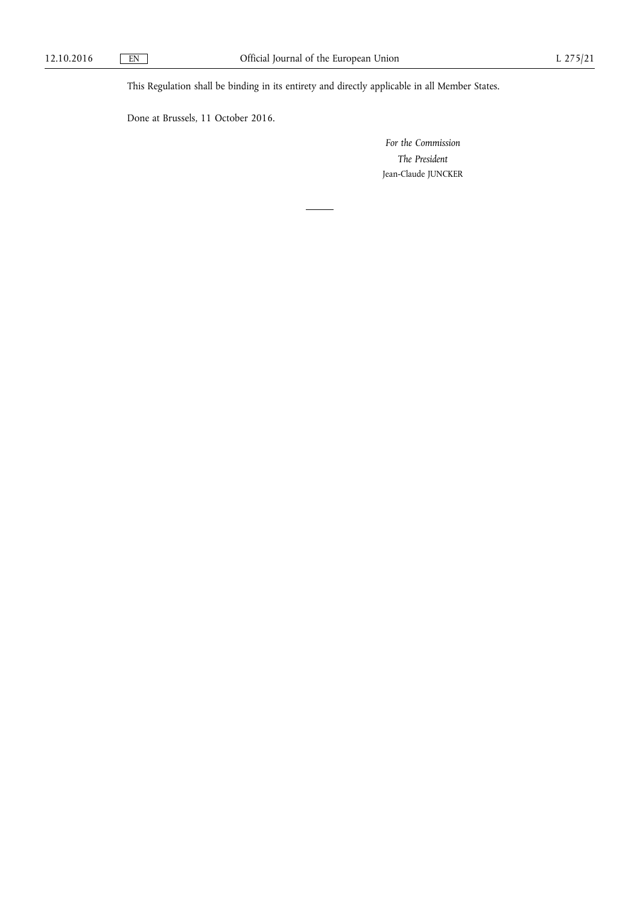This Regulation shall be binding in its entirety and directly applicable in all Member States.

Done at Brussels, 11 October 2016.

*For the Commission*

*The President*

Jean-Claude JUNCKER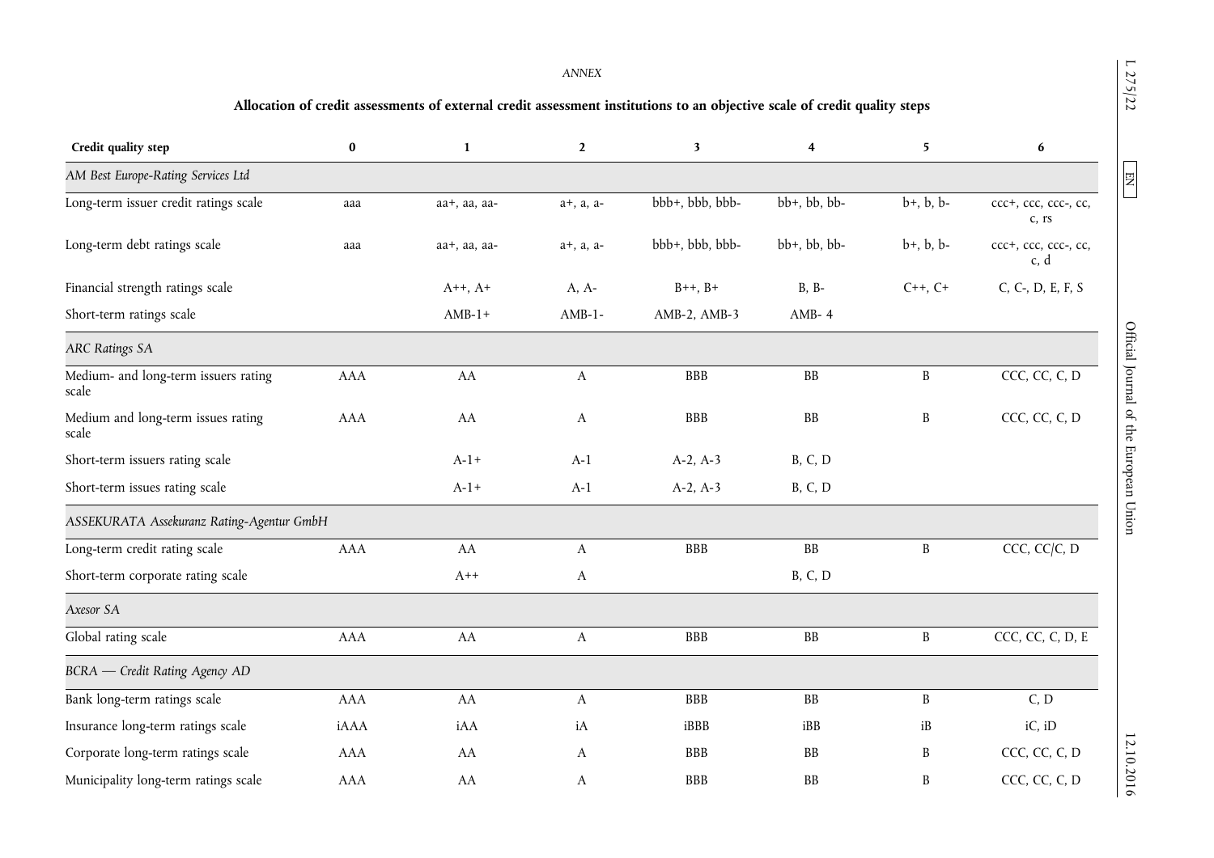*ANNEX*

**Allocation of credit assessments of external credit assessment institutions to an objective scale of credit quality steps**

| Credit quality step | 0 | 1 | 2 | 3 | 4 | 5 | 6 |
|---|---|---|---|---|---|---|---|
| *AM Best Europe-Rating Services Ltd* | | | | | | | |
| Long-term issuer credit ratings scale | aaa | aa+, aa, aa- | a+, a, a- | bbb+, bbb, bbb- | bb+, bb, bb- | b+, b, b- | ccc+, ccc, ccc-, cc, c, rs |
| Long-term debt ratings scale | aaa | aa+, aa, aa- | a+, a, a- | bbb+, bbb, bbb- | bb+, bb, bb- | b+, b, b- | ccc+, ccc, ccc-, cc, c, d |
| Financial strength ratings scale | | A++, A+ | A, A- | B++, B+ | B, B- | C++, C+ | C, C-, D, E, F, S |
| Short-term ratings scale | | AMB-1+ | AMB-1- | AMB-2, AMB-3 | AMB- 4 | | |
| *ARC Ratings SA* | | | | | | | |
| Medium- and long-term issuers rating scale | AAA | AA | A | BBB | BB | B | CCC, CC, C, D |
| Medium and long-term issues rating scale | AAA | AA | A | BBB | BB | B | CCC, CC, C, D |
| Short-term issuers rating scale | | A-1+ | A-1 | A-2, A-3 | B, C, D | | |
| Short-term issues rating scale | | A-1+ | A-1 | A-2, A-3 | B, C, D | | |
| *ASSEKURATA Assekuranz Rating-Agentur GmbH* | | | | | | | |
| Long-term credit rating scale | AAA | AA | A | BBB | BB | B | CCC, CC/C, D |
| Short-term corporate rating scale | | A++ | A | | B, C, D | | |
| *Axesor SA* | | | | | | | |
| Global rating scale | AAA | AA | A | BBB | BB | B | CCC, CC, C, D, E |
| *BCRA — Credit Rating Agency AD* | | | | | | | |
| Bank long-term ratings scale | AAA | AA | A | BBB | BB | B | C, D |
| Insurance long-term ratings scale | iAAA | iAA | iA | iBBB | iBB | iB | iC, iD |
| Corporate long-term ratings scale | AAA | AA | A | BBB | BB | B | CCC, CC, C, D |
| Municipality long-term ratings scale | AAA | AA | A | BBB | BB | B | CCC, CC, C, D |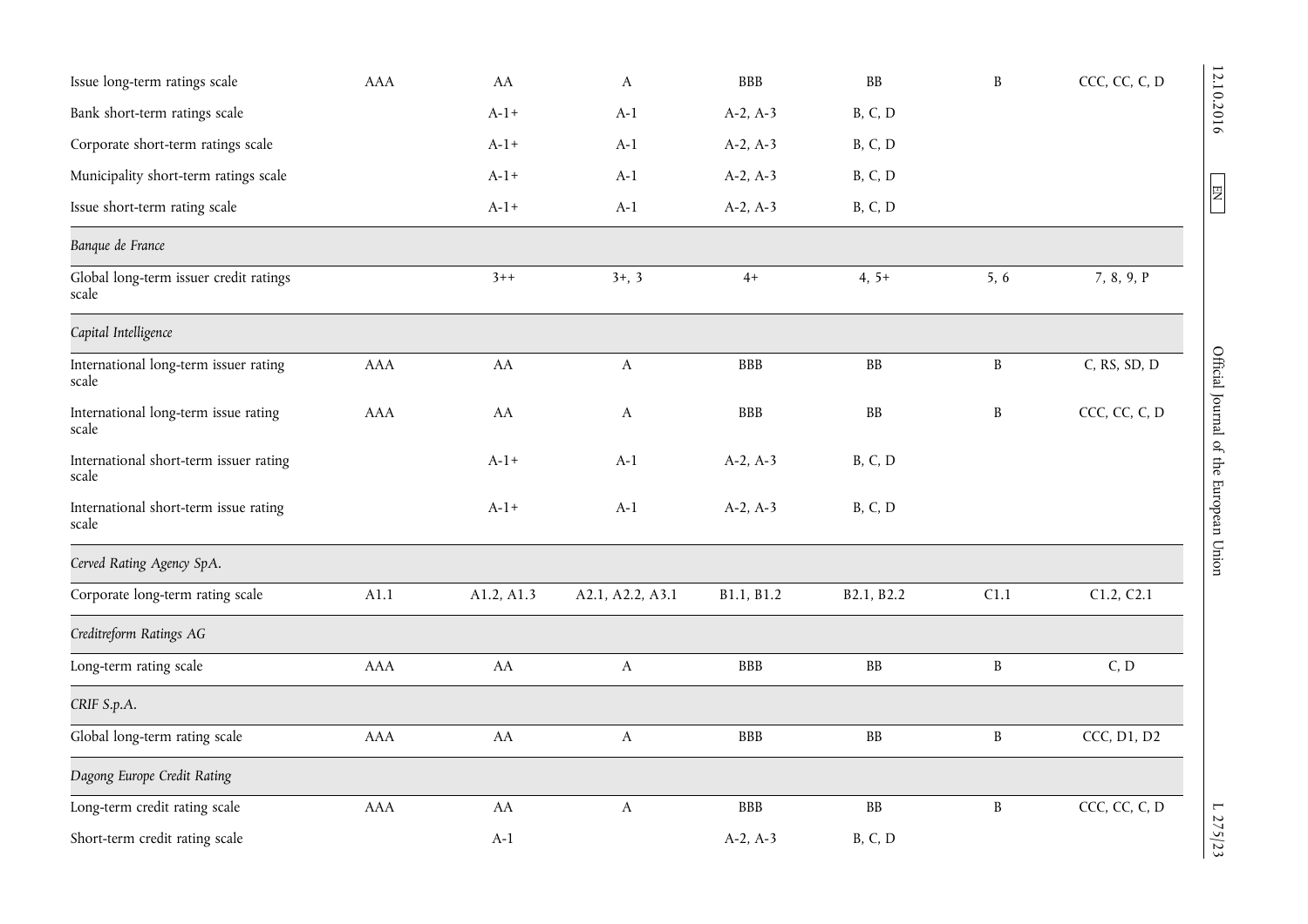| | | | | | | | |
|---|---|---|---|---|---|---|---|
| Issue long-term ratings scale | AAA | AA | A | BBB | BB | B | CCC, CC, C, D |
| Bank short-term ratings scale | | A-1+ | A-1 | A-2, A-3 | B, C, D | | |
| Corporate short-term ratings scale | | A-1+ | A-1 | A-2, A-3 | B, C, D | | |
| Municipality short-term ratings scale | | A-1+ | A-1 | A-2, A-3 | B, C, D | | |
| Issue short-term rating scale | | A-1+ | A-1 | A-2, A-3 | B, C, D | | |
| *Banque de France* | | | | | | | |
| Global long-term issuer credit ratings scale | | 3++ | 3+, 3 | 4+ | 4, 5+ | 5, 6 | 7, 8, 9, P |
| *Capital Intelligence* | | | | | | | |
| International long-term issuer rating scale | AAA | AA | A | BBB | BB | B | C, RS, SD, D |
| International long-term issue rating scale | AAA | AA | A | BBB | BB | B | CCC, CC, C, D |
| International short-term issuer rating scale | | A-1+ | A-1 | A-2, A-3 | B, C, D | | |
| International short-term issue rating scale | | A-1+ | A-1 | A-2, A-3 | B, C, D | | |
| *Cerved Rating Agency SpA.* | | | | | | | |
| Corporate long-term rating scale | A1.1 | A1.2, A1.3 | A2.1, A2.2, A3.1 | B1.1, B1.2 | B2.1, B2.2 | C1.1 | C1.2, C2.1 |
| *Creditreform Ratings AG* | | | | | | | |
| Long-term rating scale | AAA | AA | A | BBB | BB | B | C, D |
| *CRIF S.p.A.* | | | | | | | |
| Global long-term rating scale | AAA | AA | A | BBB | BB | B | CCC, D1, D2 |
| *Dagong Europe Credit Rating* | | | | | | | |
| Long-term credit rating scale | AAA | AA | A | BBB | BB | B | CCC, CC, C, D |
| Short-term credit rating scale | | A-1 | | A-2, A-3 | B, C, D | | |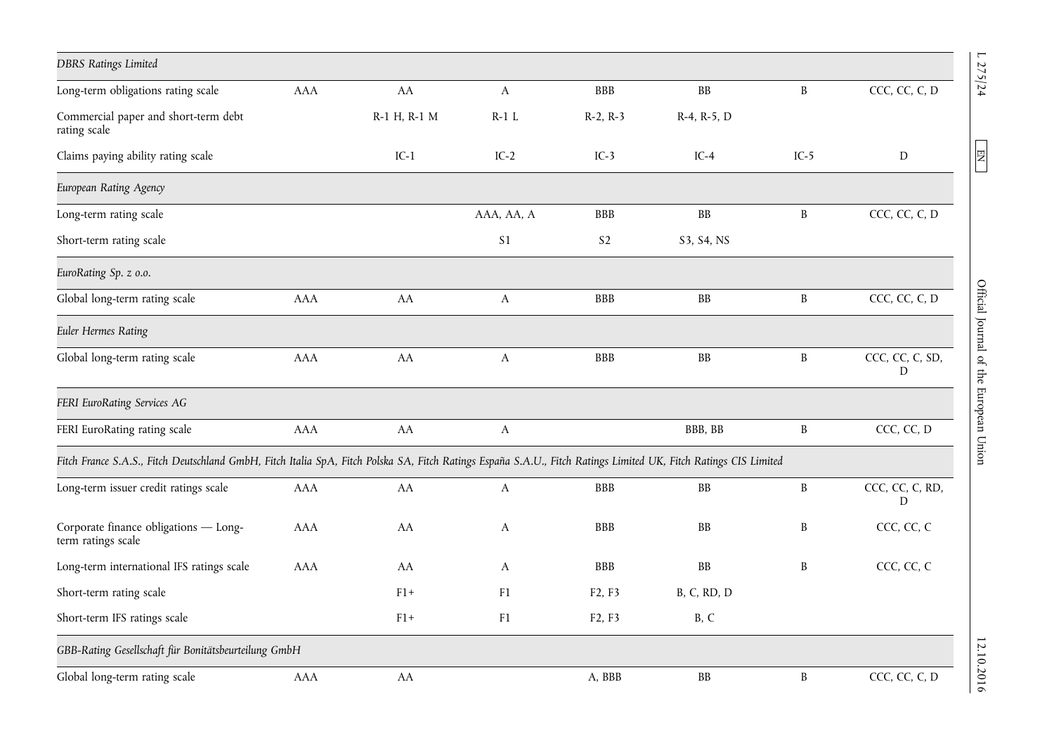| | | | | | | | |
|---|---|---|---|---|---|---|---|
| *DBRS Ratings Limited* | | | | | | | |
| Long-term obligations rating scale | AAA | AA | A | BBB | BB | B | CCC, CC, C, D |
| Commercial paper and short-term debt rating scale | | R-1 H, R-1 M | R-1 L | R-2, R-3 | R-4, R-5, D | | |
| Claims paying ability rating scale | | IC-1 | IC-2 | IC-3 | IC-4 | IC-5 | D |
| *European Rating Agency* | | | | | | | |
| Long-term rating scale | | | AAA, AA, A | BBB | BB | B | CCC, CC, C, D |
| Short-term rating scale | | | S1 | S2 | S3, S4, NS | | |
| *EuroRating Sp. z o.o.* | | | | | | | |
| Global long-term rating scale | AAA | AA | A | BBB | BB | B | CCC, CC, C, D |
| *Euler Hermes Rating* | | | | | | | |
| Global long-term rating scale | AAA | AA | A | BBB | BB | B | CCC, CC, C, SD, D |
| *FERI EuroRating Services AG* | | | | | | | |
| FERI EuroRating rating scale | AAA | AA | A | | BBB, BB | B | CCC, CC, D |
| *Fitch France S.A.S., Fitch Deutschland GmbH, Fitch Italia SpA, Fitch Polska SA, Fitch Ratings España S.A.U., Fitch Ratings Limited UK, Fitch Ratings CIS Limited* | | | | | | | |
| Long-term issuer credit ratings scale | AAA | AA | A | BBB | BB | B | CCC, CC, C, RD, D |
| Corporate finance obligations — Long-term ratings scale | AAA | AA | A | BBB | BB | B | CCC, CC, C |
| Long-term international IFS ratings scale | AAA | AA | A | BBB | BB | B | CCC, CC, C |
| Short-term rating scale | | F1+ | F1 | F2, F3 | B, C, RD, D | | |
| Short-term IFS ratings scale | | F1+ | F1 | F2, F3 | B, C | | |
| *GBB-Rating Gesellschaft für Bonitätsbeurteilung GmbH* | | | | | | | |
| Global long-term rating scale | AAA | AA | | A, BBB | BB | B | CCC, CC, C, D |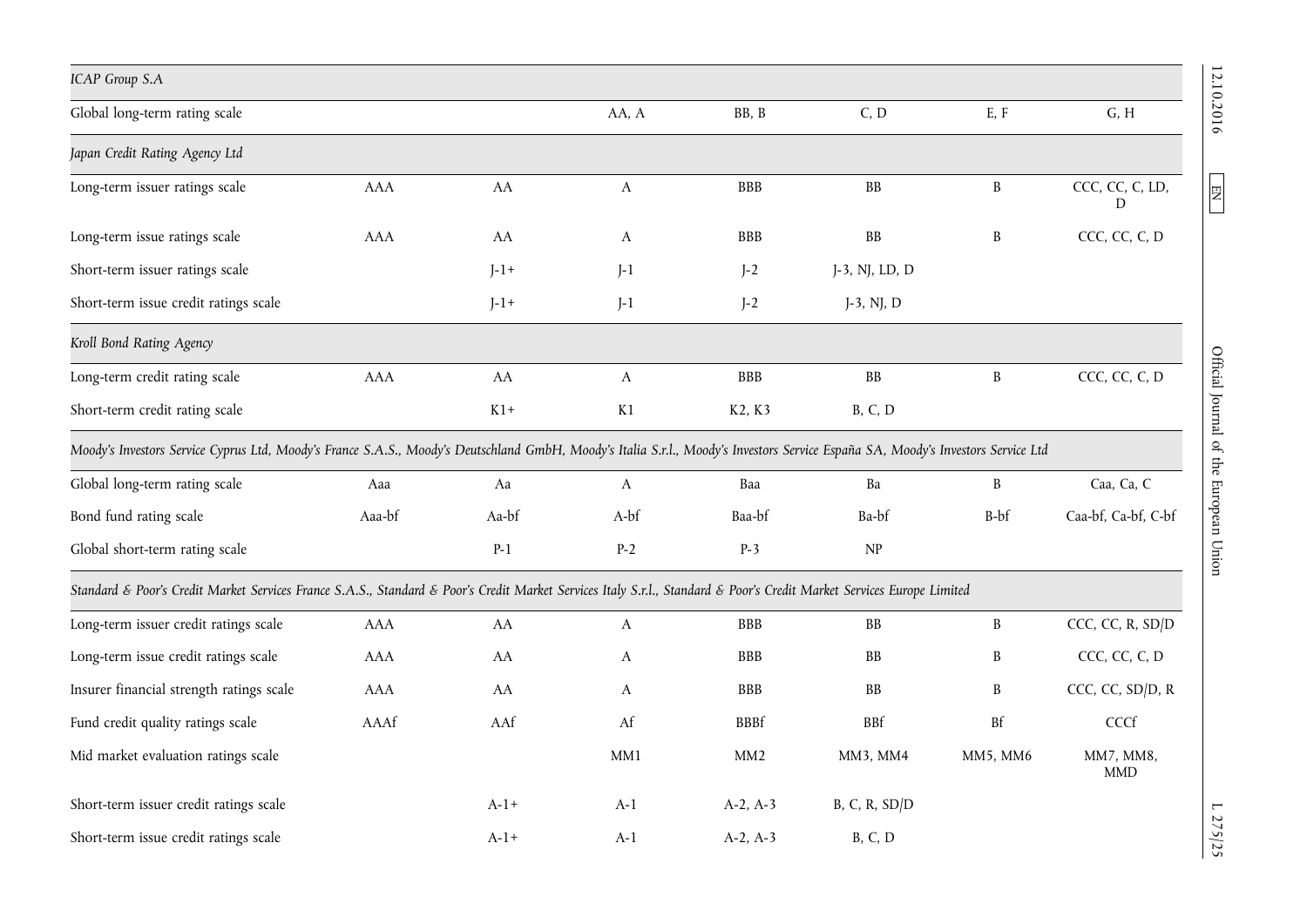| | | | | | | | |
|---|---|---|---|---|---|---|---|
| *ICAP Group S.A* | | | | | | | |
| Global long-term rating scale | | | AA, A | BB, B | C, D | E, F | G, H |
| *Japan Credit Rating Agency Ltd* | | | | | | | |
| Long-term issuer ratings scale | AAA | AA | A | BBB | BB | B | CCC, CC, C, LD, D |
| Long-term issue ratings scale | AAA | AA | A | BBB | BB | B | CCC, CC, C, D |
| Short-term issuer ratings scale | | J-1+ | J-1 | J-2 | J-3, NJ, LD, D | | |
| Short-term issue credit ratings scale | | J-1+ | J-1 | J-2 | J-3, NJ, D | | |
| *Kroll Bond Rating Agency* | | | | | | | |
| Long-term credit rating scale | AAA | AA | A | BBB | BB | B | CCC, CC, C, D |
| Short-term credit rating scale | | K1+ | K1 | K2, K3 | B, C, D | | |
| *Moody's Investors Service Cyprus Ltd, Moody's France S.A.S., Moody's Deutschland GmbH, Moody's Italia S.r.l., Moody's Investors Service España SA, Moody's Investors Service Ltd* | | | | | | | |
| Global long-term rating scale | Aaa | Aa | A | Baa | Ba | B | Caa, Ca, C |
| Bond fund rating scale | Aaa-bf | Aa-bf | A-bf | Baa-bf | Ba-bf | B-bf | Caa-bf, Ca-bf, C-bf |
| Global short-term rating scale | | P-1 | P-2 | P-3 | NP | | |
| *Standard & Poor's Credit Market Services France S.A.S., Standard & Poor's Credit Market Services Italy S.r.l., Standard & Poor's Credit Market Services Europe Limited* | | | | | | | |
| Long-term issuer credit ratings scale | AAA | AA | A | BBB | BB | B | CCC, CC, R, SD/D |
| Long-term issue credit ratings scale | AAA | AA | A | BBB | BB | B | CCC, CC, C, D |
| Insurer financial strength ratings scale | AAA | AA | A | BBB | BB | B | CCC, CC, SD/D, R |
| Fund credit quality ratings scale | AAAf | AAf | Af | BBBf | BBf | Bf | CCCf |
| Mid market evaluation ratings scale | | | MM1 | MM2 | MM3, MM4 | MM5, MM6 | MM7, MM8, MMD |
| Short-term issuer credit ratings scale | | A-1+ | A-1 | A-2, A-3 | B, C, R, SD/D | | |
| Short-term issue credit ratings scale | | A-1+ | A-1 | A-2, A-3 | B, C, D | | |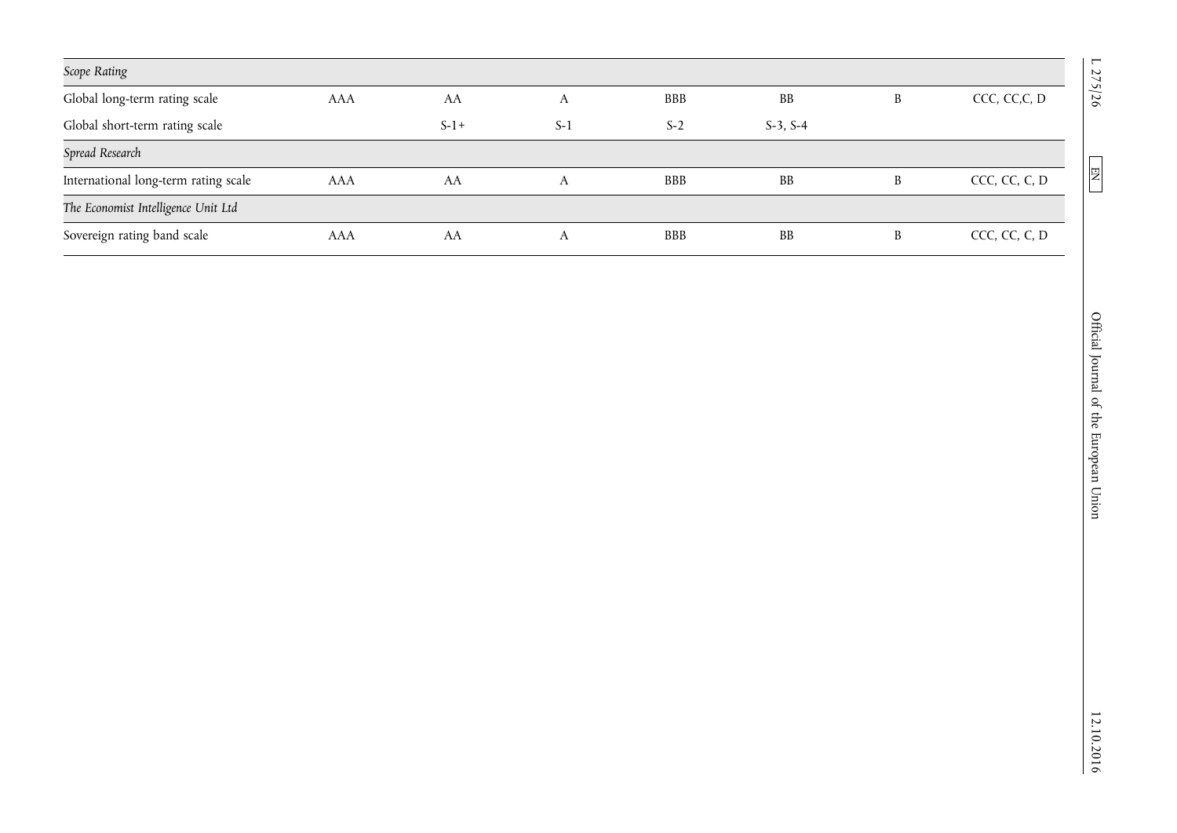| | | | | | | | |
|---|---|---|---|---|---|---|---|
| *Scope Rating* | | | | | | | |
| Global long-term rating scale | AAA | AA | A | BBB | BB | B | CCC, CC,C, D |
| Global short-term rating scale | | S-1+ | S-1 | S-2 | S-3, S-4 | | |
| *Spread Research* | | | | | | | |
| International long-term rating scale | AAA | AA | A | BBB | BB | B | CCC, CC, C, D |
| *The Economist Intelligence Unit Ltd* | | | | | | | |
| Sovereign rating band scale | AAA | AA | A | BBB | BB | B | CCC, CC, C, D |